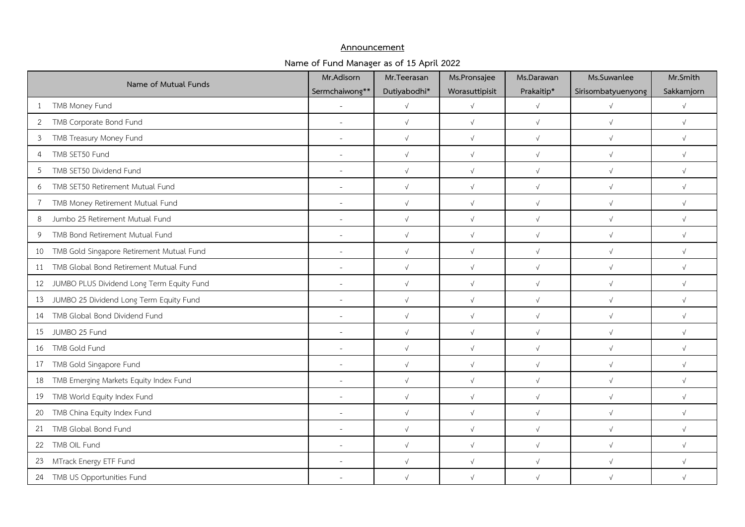**Announcement**

**Name of Fund Manager as of 15 April 2022**

| Name of Mutual Funds | Mr.Adisorn Sermchaiwong** | Mr.Teerasan Dutiyabodhi* | Ms.Pronsajee Worasuttipisit | Ms.Darawan Prakaitip* | Ms.Suwanlee Sirisombatyuenyong | Mr.Smith Sakkamjorn |
|---|---|---|---|---|---|---|
| 1 TMB Money Fund | - | √ | √ | √ | √ | √ |
| 2 TMB Corporate Bond Fund | - | √ | √ | √ | √ | √ |
| 3 TMB Treasury Money Fund | - | √ | √ | √ | √ | √ |
| 4 TMB SET50 Fund | - | √ | √ | √ | √ | √ |
| 5 TMB SET50 Dividend Fund | - | √ | √ | √ | √ | √ |
| 6 TMB SET50 Retirement Mutual Fund | - | √ | √ | √ | √ | √ |
| 7 TMB Money Retirement Mutual Fund | - | √ | √ | √ | √ | √ |
| 8 Jumbo 25 Retirement Mutual Fund | - | √ | √ | √ | √ | √ |
| 9 TMB Bond Retirement Mutual Fund | - | √ | √ | √ | √ | √ |
| 10 TMB Gold Singapore Retirement Mutual Fund | - | √ | √ | √ | √ | √ |
| 11 TMB Global Bond Retirement Mutual Fund | - | √ | √ | √ | √ | √ |
| 12 JUMBO PLUS Dividend Long Term Equity Fund | - | √ | √ | √ | √ | √ |
| 13 JUMBO 25 Dividend Long Term Equity Fund | - | √ | √ | √ | √ | √ |
| 14 TMB Global Bond Dividend Fund | - | √ | √ | √ | √ | √ |
| 15 JUMBO 25 Fund | - | √ | √ | √ | √ | √ |
| 16 TMB Gold Fund | - | √ | √ | √ | √ | √ |
| 17 TMB Gold Singapore Fund | - | √ | √ | √ | √ | √ |
| 18 TMB Emerging Markets Equity Index Fund | - | √ | √ | √ | √ | √ |
| 19 TMB World Equity Index Fund | - | √ | √ | √ | √ | √ |
| 20 TMB China Equity Index Fund | - | √ | √ | √ | √ | √ |
| 21 TMB Global Bond Fund | - | √ | √ | √ | √ | √ |
| 22 TMB OIL Fund | - | √ | √ | √ | √ | √ |
| 23 MTrack Energy ETF Fund | - | √ | √ | √ | √ | √ |
| 24 TMB US Opportunities Fund | - | √ | √ | √ | √ | √ |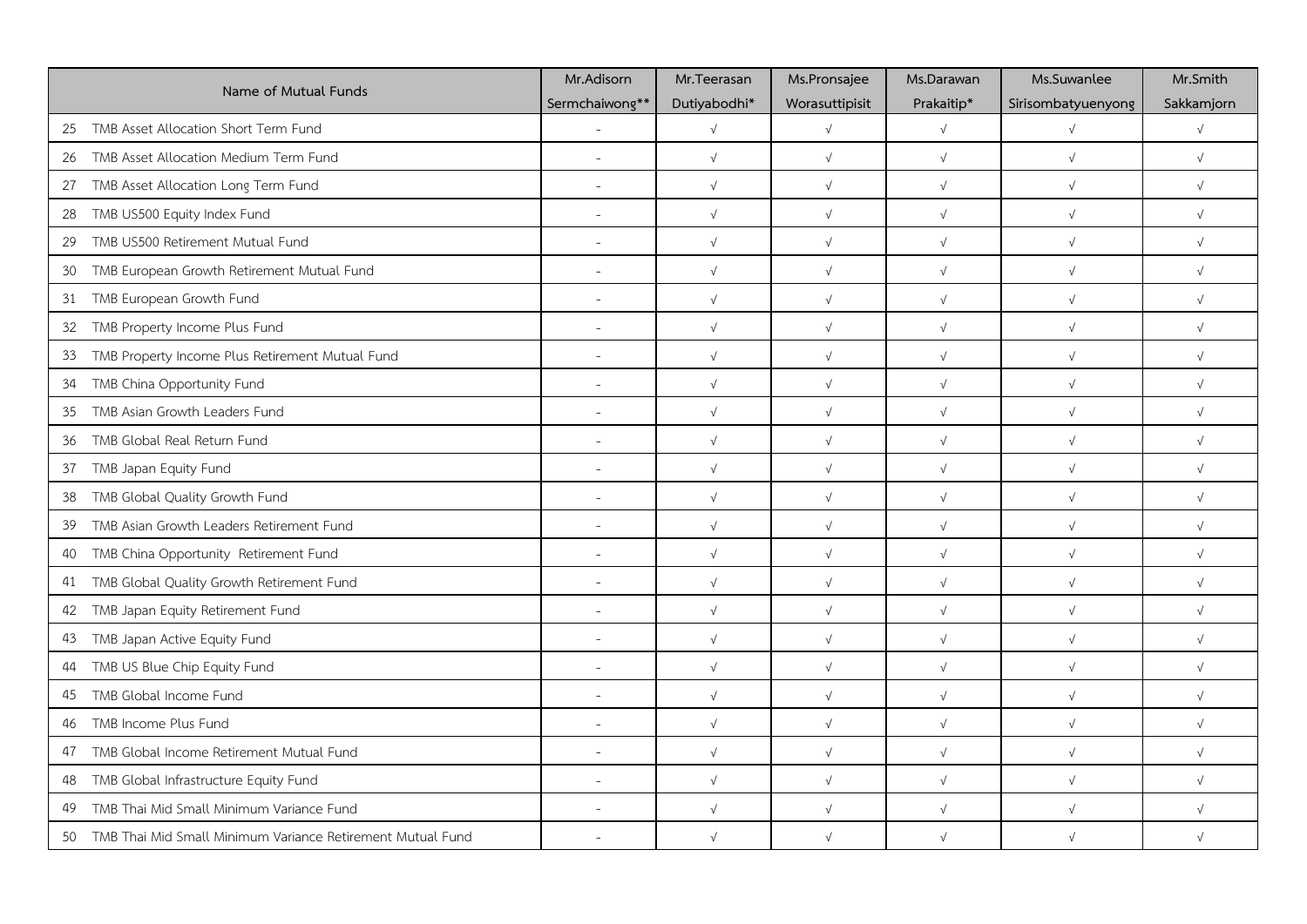| Name of Mutual Funds | Mr.Adisorn Sermchaiwong** | Mr.Teerasan Dutiyabodhi* | Ms.Pronsajee Worasuttipisit | Ms.Darawan Prakaitip* | Ms.Suwanlee Sirisombatyuenyong | Mr.Smith Sakkamjorn |
|---|---|---|---|---|---|---|
| 25 TMB Asset Allocation Short Term Fund | - | √ | √ | √ | √ | √ |
| 26 TMB Asset Allocation Medium Term Fund | - | √ | √ | √ | √ | √ |
| 27 TMB Asset Allocation Long Term Fund | - | √ | √ | √ | √ | √ |
| 28 TMB US500 Equity Index Fund | - | √ | √ | √ | √ | √ |
| 29 TMB US500 Retirement Mutual Fund | - | √ | √ | √ | √ | √ |
| 30 TMB European Growth Retirement Mutual Fund | - | √ | √ | √ | √ | √ |
| 31 TMB European Growth Fund | - | √ | √ | √ | √ | √ |
| 32 TMB Property Income Plus Fund | - | √ | √ | √ | √ | √ |
| 33 TMB Property Income Plus Retirement Mutual Fund | - | √ | √ | √ | √ | √ |
| 34 TMB China Opportunity Fund | - | √ | √ | √ | √ | √ |
| 35 TMB Asian Growth Leaders Fund | - | √ | √ | √ | √ | √ |
| 36 TMB Global Real Return Fund | - | √ | √ | √ | √ | √ |
| 37 TMB Japan Equity Fund | - | √ | √ | √ | √ | √ |
| 38 TMB Global Quality Growth Fund | - | √ | √ | √ | √ | √ |
| 39 TMB Asian Growth Leaders Retirement Fund | - | √ | √ | √ | √ | √ |
| 40 TMB China Opportunity Retirement Fund | - | √ | √ | √ | √ | √ |
| 41 TMB Global Quality Growth Retirement Fund | - | √ | √ | √ | √ | √ |
| 42 TMB Japan Equity Retirement Fund | - | √ | √ | √ | √ | √ |
| 43 TMB Japan Active Equity Fund | - | √ | √ | √ | √ | √ |
| 44 TMB US Blue Chip Equity Fund | - | √ | √ | √ | √ | √ |
| 45 TMB Global Income Fund | - | √ | √ | √ | √ | √ |
| 46 TMB Income Plus Fund | - | √ | √ | √ | √ | √ |
| 47 TMB Global Income Retirement Mutual Fund | - | √ | √ | √ | √ | √ |
| 48 TMB Global Infrastructure Equity Fund | - | √ | √ | √ | √ | √ |
| 49 TMB Thai Mid Small Minimum Variance Fund | - | √ | √ | √ | √ | √ |
| 50 TMB Thai Mid Small Minimum Variance Retirement Mutual Fund | - | √ | √ | √ | √ | √ |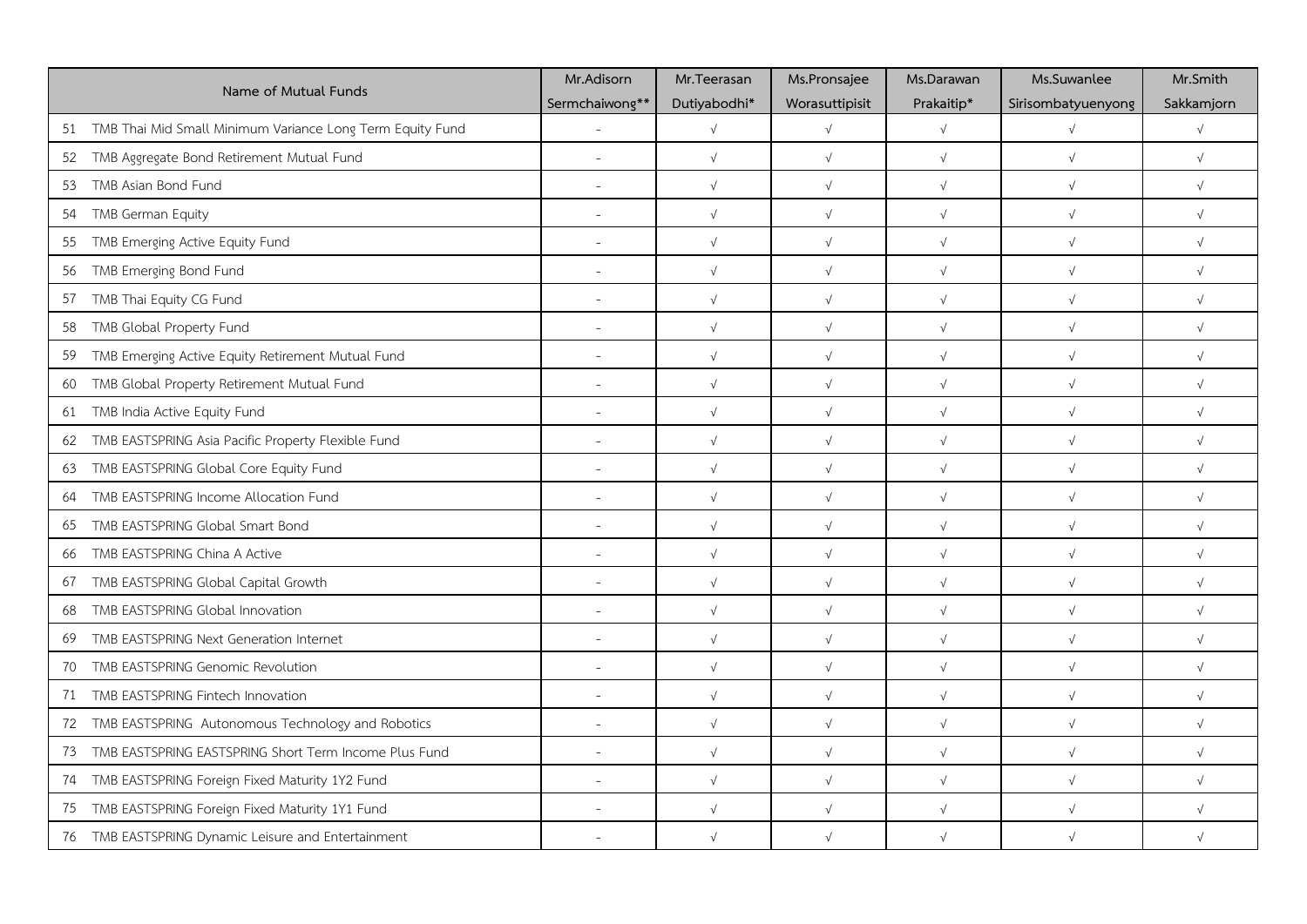| Name of Mutual Funds | Mr.Adisorn Sermchaiwong** | Mr.Teerasan Dutiyabodhi* | Ms.Pronsajee Worasuttipisit | Ms.Darawan Prakaitip* | Ms.Suwanlee Sirisombatyuenyong | Mr.Smith Sakkamjorn |
|---|---|---|---|---|---|---|
| 51 TMB Thai Mid Small Minimum Variance Long Term Equity Fund | - | √ | √ | √ | √ | √ |
| 52 TMB Aggregate Bond Retirement Mutual Fund | - | √ | √ | √ | √ | √ |
| 53 TMB Asian Bond Fund | - | √ | √ | √ | √ | √ |
| 54 TMB German Equity | - | √ | √ | √ | √ | √ |
| 55 TMB Emerging Active Equity Fund | - | √ | √ | √ | √ | √ |
| 56 TMB Emerging Bond Fund | - | √ | √ | √ | √ | √ |
| 57 TMB Thai Equity CG Fund | - | √ | √ | √ | √ | √ |
| 58 TMB Global Property Fund | - | √ | √ | √ | √ | √ |
| 59 TMB Emerging Active Equity Retirement Mutual Fund | - | √ | √ | √ | √ | √ |
| 60 TMB Global Property Retirement Mutual Fund | - | √ | √ | √ | √ | √ |
| 61 TMB India Active Equity Fund | - | √ | √ | √ | √ | √ |
| 62 TMB EASTSPRING Asia Pacific Property Flexible Fund | - | √ | √ | √ | √ | √ |
| 63 TMB EASTSPRING Global Core Equity Fund | - | √ | √ | √ | √ | √ |
| 64 TMB EASTSPRING Income Allocation Fund | - | √ | √ | √ | √ | √ |
| 65 TMB EASTSPRING Global Smart Bond | - | √ | √ | √ | √ | √ |
| 66 TMB EASTSPRING China A Active | - | √ | √ | √ | √ | √ |
| 67 TMB EASTSPRING Global Capital Growth | - | √ | √ | √ | √ | √ |
| 68 TMB EASTSPRING Global Innovation | - | √ | √ | √ | √ | √ |
| 69 TMB EASTSPRING Next Generation Internet | - | √ | √ | √ | √ | √ |
| 70 TMB EASTSPRING Genomic Revolution | - | √ | √ | √ | √ | √ |
| 71 TMB EASTSPRING Fintech Innovation | - | √ | √ | √ | √ | √ |
| 72 TMB EASTSPRING Autonomous Technology and Robotics | - | √ | √ | √ | √ | √ |
| 73 TMB EASTSPRING EASTSPRING Short Term Income Plus Fund | - | √ | √ | √ | √ | √ |
| 74 TMB EASTSPRING Foreign Fixed Maturity 1Y2 Fund | - | √ | √ | √ | √ | √ |
| 75 TMB EASTSPRING Foreign Fixed Maturity 1Y1 Fund | - | √ | √ | √ | √ | √ |
| 76 TMB EASTSPRING Dynamic Leisure and Entertainment | - | √ | √ | √ | √ | √ |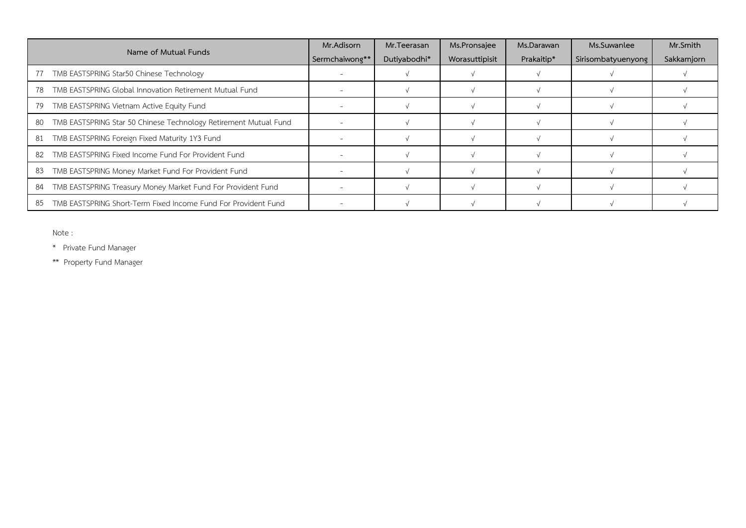| Name of Mutual Funds | Mr.Adisorn Sermchaiwong** | Mr.Teerasan Dutiyabodhi* | Ms.Pronsajee Worasuttipisit | Ms.Darawan Prakaitip* | Ms.Suwanlee Sirisombatyuenyong | Mr.Smith Sakkamjorn |
|---|---|---|---|---|---|---|
| 77 TMB EASTSPRING Star50 Chinese Technology | - | √ | √ | √ | √ | √ |
| 78 TMB EASTSPRING Global Innovation Retirement Mutual Fund | - | √ | √ | √ | √ | √ |
| 79 TMB EASTSPRING Vietnam Active Equity Fund | - | √ | √ | √ | √ | √ |
| 80 TMB EASTSPRING Star 50 Chinese Technology Retirement Mutual Fund | - | √ | √ | √ | √ | √ |
| 81 TMB EASTSPRING Foreign Fixed Maturity 1Y3 Fund | - | √ | √ | √ | √ | √ |
| 82 TMB EASTSPRING Fixed Income Fund For Provident Fund | - | √ | √ | √ | √ | √ |
| 83 TMB EASTSPRING Money Market Fund For Provident Fund | - | √ | √ | √ | √ | √ |
| 84 TMB EASTSPRING Treasury Money Market Fund For Provident Fund | - | √ | √ | √ | √ | √ |
| 85 TMB EASTSPRING Short-Term Fixed Income Fund For Provident Fund | - | √ | √ | √ | √ | √ |

Note :

\* Private Fund Manager

** Property Fund Manager